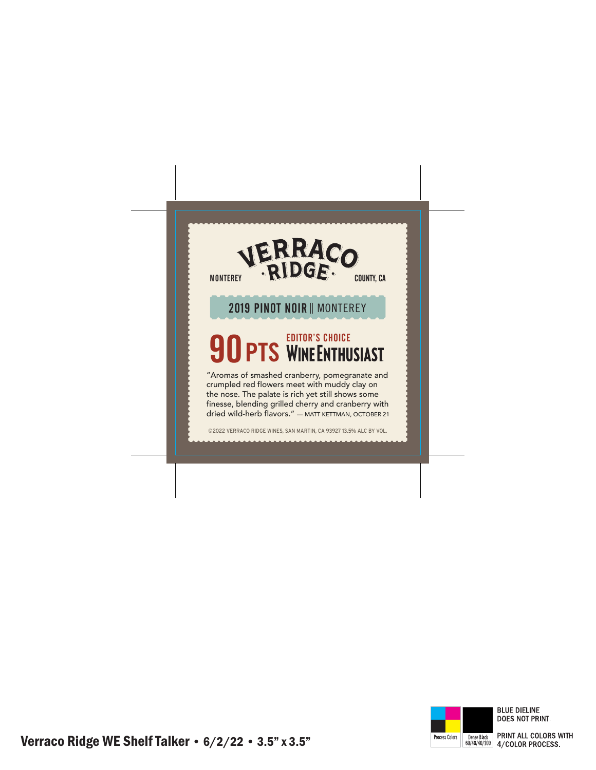# VERRACO RIDGE

MONTEREY COUNTY, CA

## 2019 PINOT NOIR || MONTEREY

## 90 PTS EDITOR'S CHOICE WINE ENTHUSIAST

"Aromas of smashed cranberry, pomegranate and crumpled red flowers meet with muddy clay on the nose. The palate is rich yet still shows some finesse, blending grilled cherry and cranberry with dried wild-herb flavors." — MATT KETTMAN, OCTOBER 21

©2022 VERRACO RIDGE WINES, SAN MARTIN, CA 93927 13.5% ALC BY VOL.

Process Colors

Dense Black 60/40/40/100

BLUE DIELINE DOES NOT PRINT.

PRINT ALL COLORS WITH 4/COLOR PROCESS.

**Verraco Ridge WE Shelf Talker • 6/2/22 • 3.5" x 3.5"**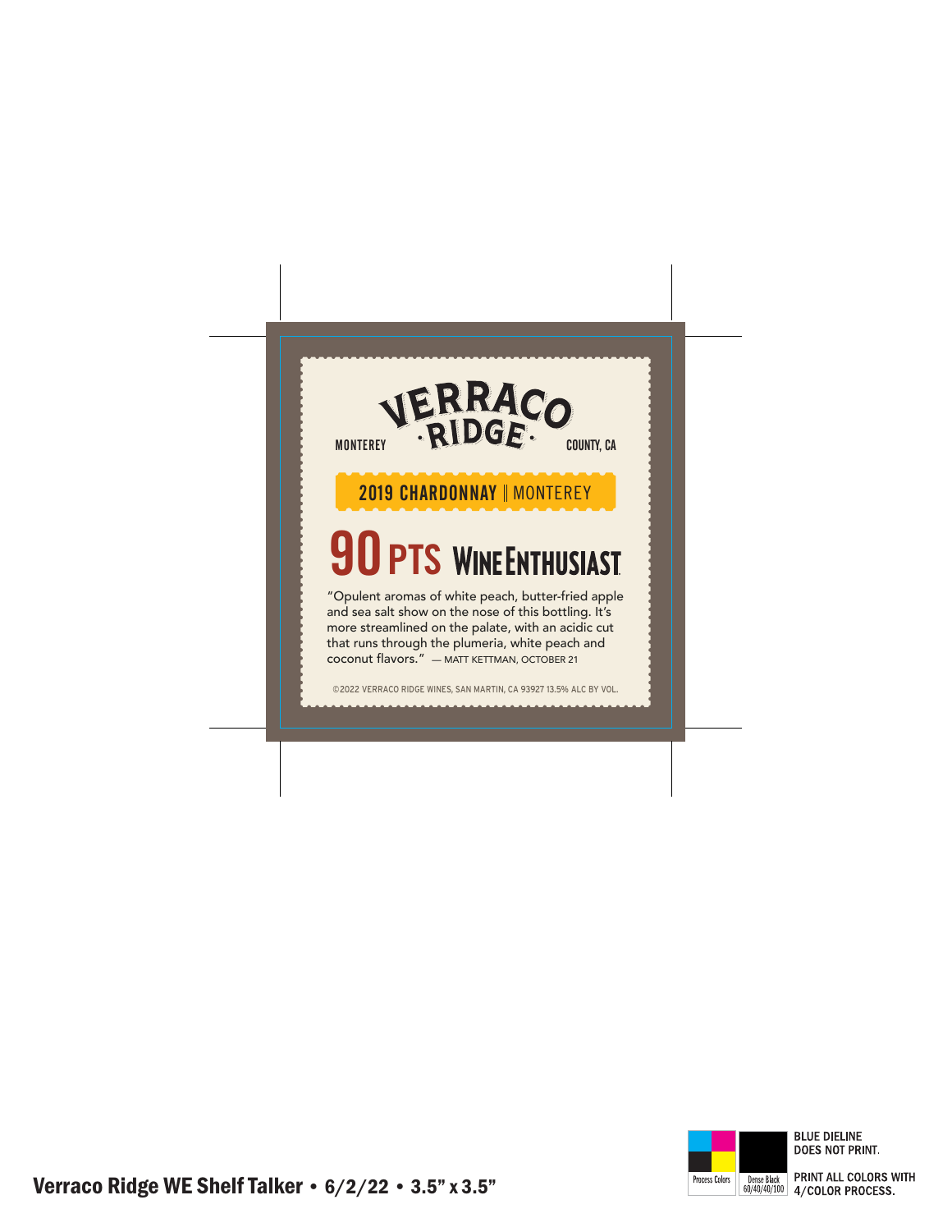# VERRACO RIDGE

MONTEREY COUNTY, CA

**2019 CHARDONNAY** | MONTEREY

## 90 PTS WINE ENTHUSIAST

"Opulent aromas of white peach, butter-fried apple and sea salt show on the nose of this bottling. It's more streamlined on the palate, with an acidic cut that runs through the plumeria, white peach and coconut flavors." — MATT KETTMAN, OCTOBER 21

©2022 VERRACO RIDGE WINES, SAN MARTIN, CA 93927 13.5% ALC BY VOL.

Process Colors

Dense Black 60/40/40/100

BLUE DIELINE DOES NOT PRINT.

PRINT ALL COLORS WITH 4/COLOR PROCESS.

**Verraco Ridge WE Shelf Talker • 6/2/22 • 3.5" x 3.5"**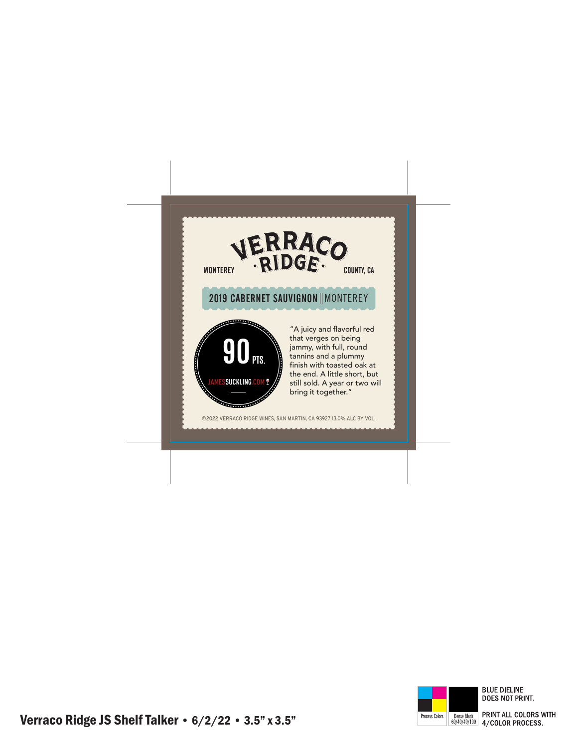# VERRACO ·RIDGE·

MONTEREY COUNTY, CA

## 2019 CABERNET SAUVIGNON || MONTEREY

**90** PTS.

JAMESSUCKLING.COM

"A juicy and flavorful red that verges on being jammy, with full, round tannins and a plummy finish with toasted oak at the end. A little short, but still sold. A year or two will bring it together."

©2022 VERRACO RIDGE WINES, SAN MARTIN, CA 93927 13.0% ALC BY VOL.

Process Colors

Dense Black 60/40/40/100

BLUE DIELINE DOES NOT PRINT.

PRINT ALL COLORS WITH 4/COLOR PROCESS.

**Verraco Ridge JS Shelf Talker** • 6/2/22 • 3.5" x 3.5"